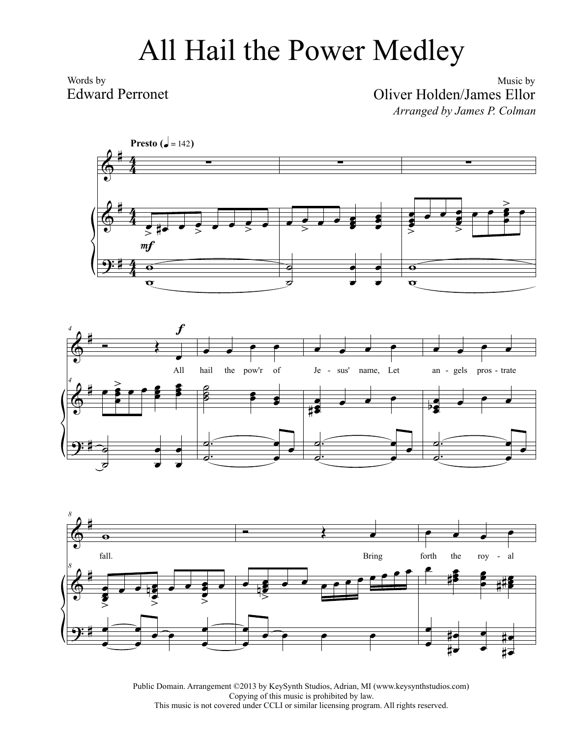# All Hail the Power Medley

Words by
Edward Perronet

Music by
Oliver Holden/James Ellor
*Arranged by James P. Colman*

**Presto** (♩ = 142)

All hail the pow'r of Je - sus' name, Let an - gels pros - trate fall. Bring forth the roy - al

Public Domain. Arrangement ©2013 by KeySynth Studios, Adrian, MI (www.keysynthstudios.com)
Copying of this music is prohibited by law.
This music is not covered under CCLI or similar licensing program. All rights reserved.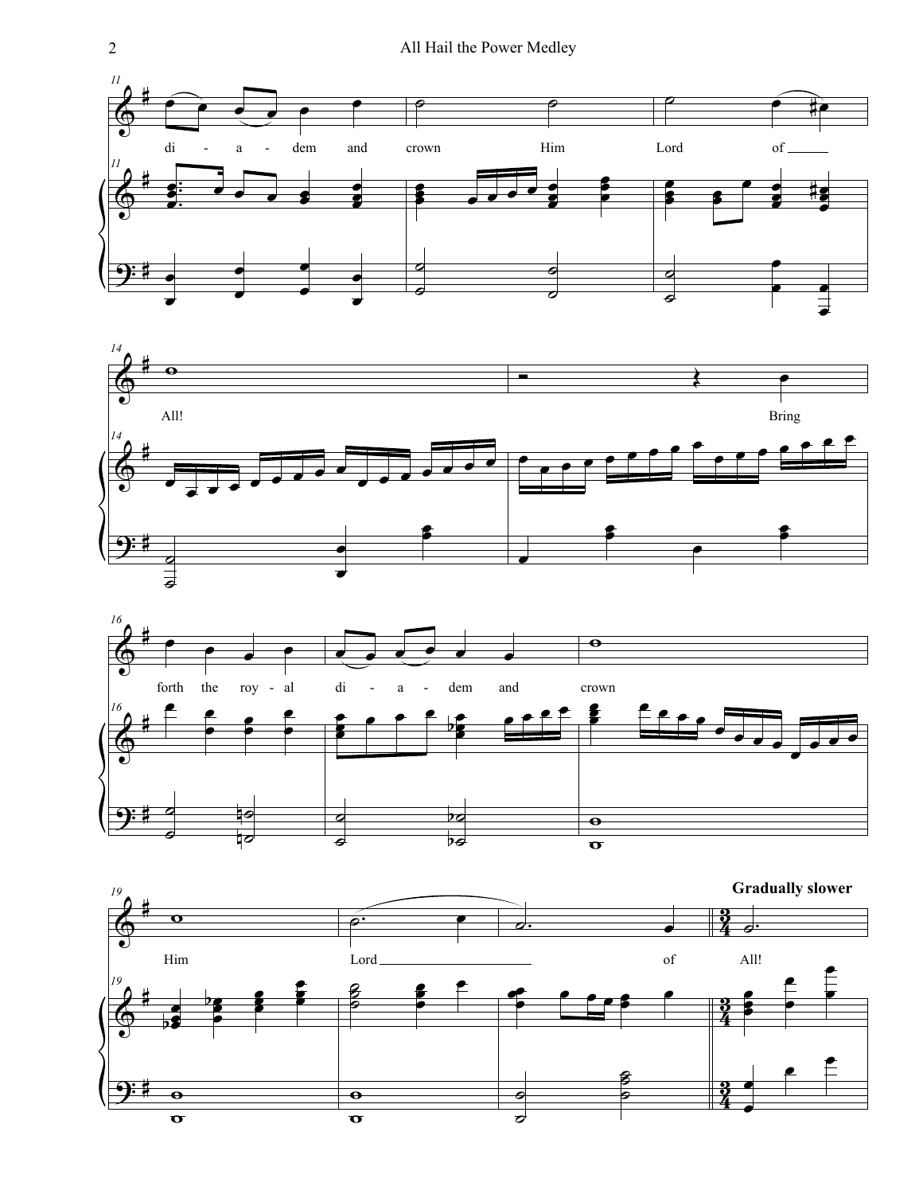di - a - dem and crown Him Lord of

All! Bring

forth the roy - al di - a - dem and crown

**Gradually slower**

Him Lord of All!